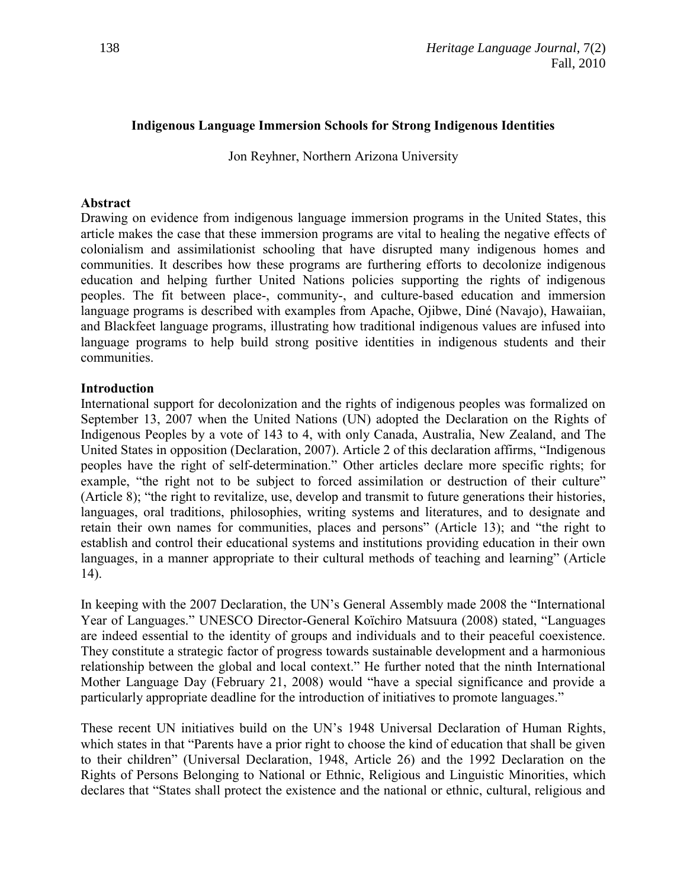# Indigenous Language Immersion Schools for Strong Indigenous Identities

Jon Reyhner, Northern Arizona University

## Abstract

Drawing on evidence from indigenous language immersion programs in the United States, this article makes the case that these immersion programs are vital to healing the negative effects of colonialism and assimilationist schooling that have disrupted many indigenous homes and communities. It describes how these programs are furthering efforts to decolonize indigenous education and helping further United Nations policies supporting the rights of indigenous peoples. The fit between place-, community-, and culture-based education and immersion language programs is described with examples from Apache, Ojibwe, Diné (Navajo), Hawaiian, and Blackfeet language programs, illustrating how traditional indigenous values are infused into language programs to help build strong positive identities in indigenous students and their communities.

## Introduction

International support for decolonization and the rights of indigenous peoples was formalized on September 13, 2007 when the United Nations (UN) adopted the Declaration on the Rights of Indigenous Peoples by a vote of 143 to 4, with only Canada, Australia, New Zealand, and The United States in opposition (Declaration, 2007). Article 2 of this declaration affirms, "Indigenous peoples have the right of self-determination." Other articles declare more specific rights; for example, "the right not to be subject to forced assimilation or destruction of their culture" (Article 8); "the right to revitalize, use, develop and transmit to future generations their histories, languages, oral traditions, philosophies, writing systems and literatures, and to designate and retain their own names for communities, places and persons" (Article 13); and "the right to establish and control their educational systems and institutions providing education in their own languages, in a manner appropriate to their cultural methods of teaching and learning" (Article 14).

In keeping with the 2007 Declaration, the UN's General Assembly made 2008 the "International Year of Languages." UNESCO Director-General Koïchiro Matsuura (2008) stated, "Languages are indeed essential to the identity of groups and individuals and to their peaceful coexistence. They constitute a strategic factor of progress towards sustainable development and a harmonious relationship between the global and local context." He further noted that the ninth International Mother Language Day (February 21, 2008) would "have a special significance and provide a particularly appropriate deadline for the introduction of initiatives to promote languages."

These recent UN initiatives build on the UN's 1948 Universal Declaration of Human Rights, which states in that "Parents have a prior right to choose the kind of education that shall be given to their children" (Universal Declaration, 1948, Article 26) and the 1992 Declaration on the Rights of Persons Belonging to National or Ethnic, Religious and Linguistic Minorities, which declares that "States shall protect the existence and the national or ethnic, cultural, religious and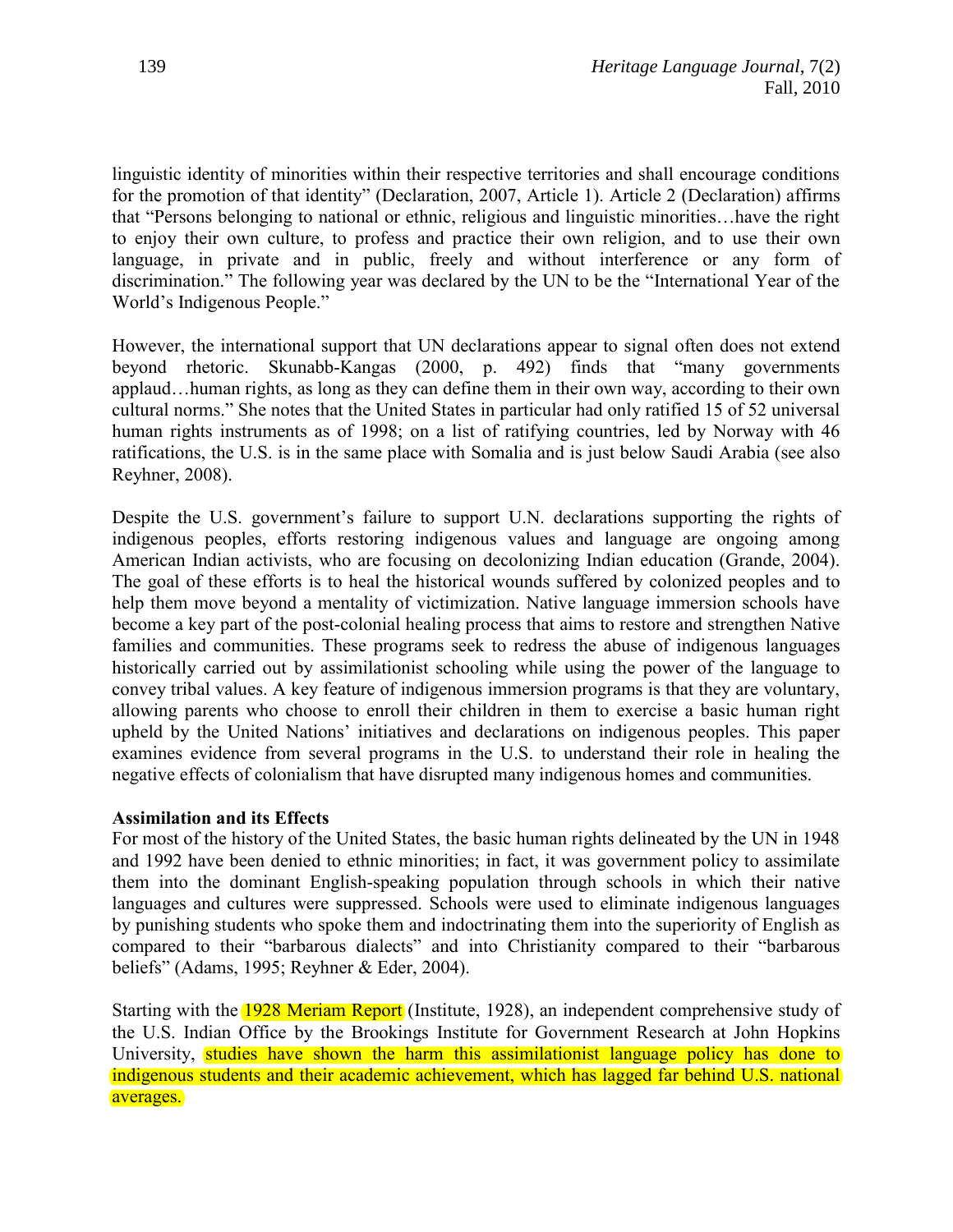linguistic identity of minorities within their respective territories and shall encourage conditions for the promotion of that identity" (Declaration, 2007, Article 1). Article 2 (Declaration) affirms that "Persons belonging to national or ethnic, religious and linguistic minorities…have the right to enjoy their own culture, to profess and practice their own religion, and to use their own language, in private and in public, freely and without interference or any form of discrimination." The following year was declared by the UN to be the "International Year of the World's Indigenous People."

However, the international support that UN declarations appear to signal often does not extend beyond rhetoric. Skunabb-Kangas (2000, p. 492) finds that "many governments applaud…human rights, as long as they can define them in their own way, according to their own cultural norms." She notes that the United States in particular had only ratified 15 of 52 universal human rights instruments as of 1998; on a list of ratifying countries, led by Norway with 46 ratifications, the U.S. is in the same place with Somalia and is just below Saudi Arabia (see also Reyhner, 2008).

Despite the U.S. government's failure to support U.N. declarations supporting the rights of indigenous peoples, efforts restoring indigenous values and language are ongoing among American Indian activists, who are focusing on decolonizing Indian education (Grande, 2004). The goal of these efforts is to heal the historical wounds suffered by colonized peoples and to help them move beyond a mentality of victimization. Native language immersion schools have become a key part of the post-colonial healing process that aims to restore and strengthen Native families and communities. These programs seek to redress the abuse of indigenous languages historically carried out by assimilationist schooling while using the power of the language to convey tribal values. A key feature of indigenous immersion programs is that they are voluntary, allowing parents who choose to enroll their children in them to exercise a basic human right upheld by the United Nations' initiatives and declarations on indigenous peoples. This paper examines evidence from several programs in the U.S. to understand their role in healing the negative effects of colonialism that have disrupted many indigenous homes and communities.

**Assimilation and its Effects**

For most of the history of the United States, the basic human rights delineated by the UN in 1948 and 1992 have been denied to ethnic minorities; in fact, it was government policy to assimilate them into the dominant English-speaking population through schools in which their native languages and cultures were suppressed. Schools were used to eliminate indigenous languages by punishing students who spoke them and indoctrinating them into the superiority of English as compared to their "barbarous dialects" and into Christianity compared to their "barbarous beliefs" (Adams, 1995; Reyhner & Eder, 2004).

Starting with the 1928 Meriam Report (Institute, 1928), an independent comprehensive study of the U.S. Indian Office by the Brookings Institute for Government Research at John Hopkins University, studies have shown the harm this assimilationist language policy has done to indigenous students and their academic achievement, which has lagged far behind U.S. national averages.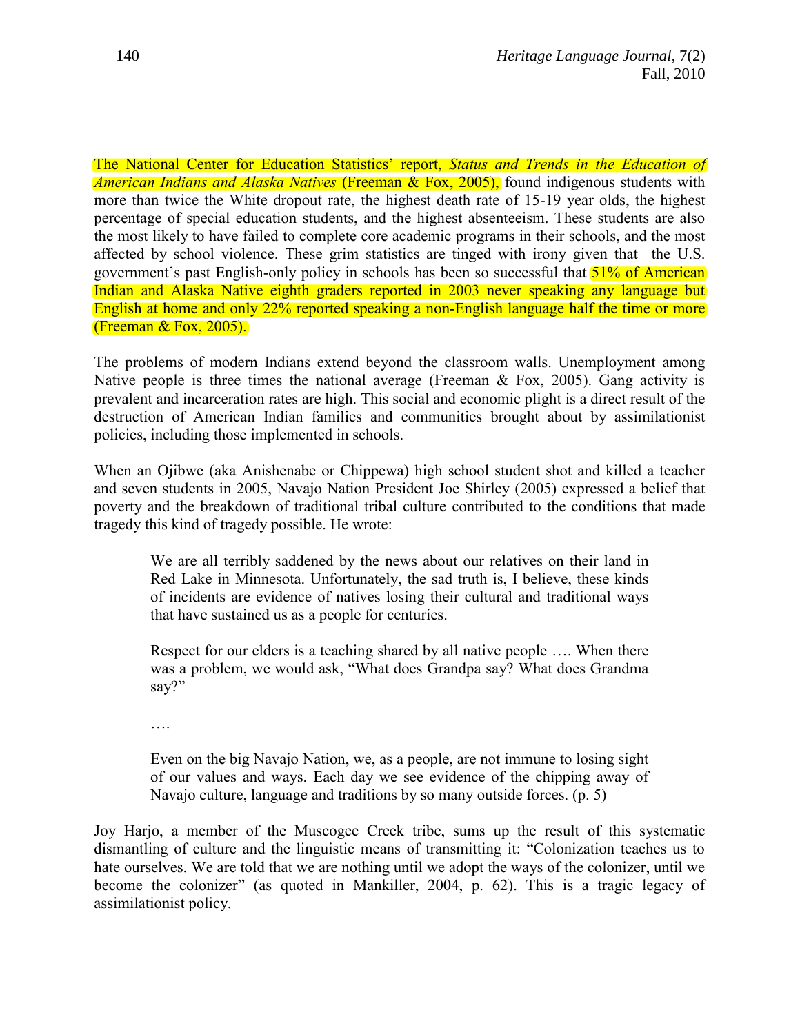The National Center for Education Statistics' report, *Status and Trends in the Education of American Indians and Alaska Natives* (Freeman & Fox, 2005), found indigenous students with more than twice the White dropout rate, the highest death rate of 15-19 year olds, the highest percentage of special education students, and the highest absenteeism. These students are also the most likely to have failed to complete core academic programs in their schools, and the most affected by school violence. These grim statistics are tinged with irony given that the U.S. government's past English-only policy in schools has been so successful that 51% of American Indian and Alaska Native eighth graders reported in 2003 never speaking any language but English at home and only 22% reported speaking a non-English language half the time or more (Freeman & Fox, 2005).

The problems of modern Indians extend beyond the classroom walls. Unemployment among Native people is three times the national average (Freeman & Fox, 2005). Gang activity is prevalent and incarceration rates are high. This social and economic plight is a direct result of the destruction of American Indian families and communities brought about by assimilationist policies, including those implemented in schools.

When an Ojibwe (aka Anishenabe or Chippewa) high school student shot and killed a teacher and seven students in 2005, Navajo Nation President Joe Shirley (2005) expressed a belief that poverty and the breakdown of traditional tribal culture contributed to the conditions that made tragedy this kind of tragedy possible. He wrote:

> We are all terribly saddened by the news about our relatives on their land in Red Lake in Minnesota. Unfortunately, the sad truth is, I believe, these kinds of incidents are evidence of natives losing their cultural and traditional ways that have sustained us as a people for centuries.
>
> Respect for our elders is a teaching shared by all native people …. When there was a problem, we would ask, "What does Grandpa say? What does Grandma say?"
>
> ….
>
> Even on the big Navajo Nation, we, as a people, are not immune to losing sight of our values and ways. Each day we see evidence of the chipping away of Navajo culture, language and traditions by so many outside forces. (p. 5)

Joy Harjo, a member of the Muscogee Creek tribe, sums up the result of this systematic dismantling of culture and the linguistic means of transmitting it: "Colonization teaches us to hate ourselves. We are told that we are nothing until we adopt the ways of the colonizer, until we become the colonizer" (as quoted in Mankiller, 2004, p. 62). This is a tragic legacy of assimilationist policy.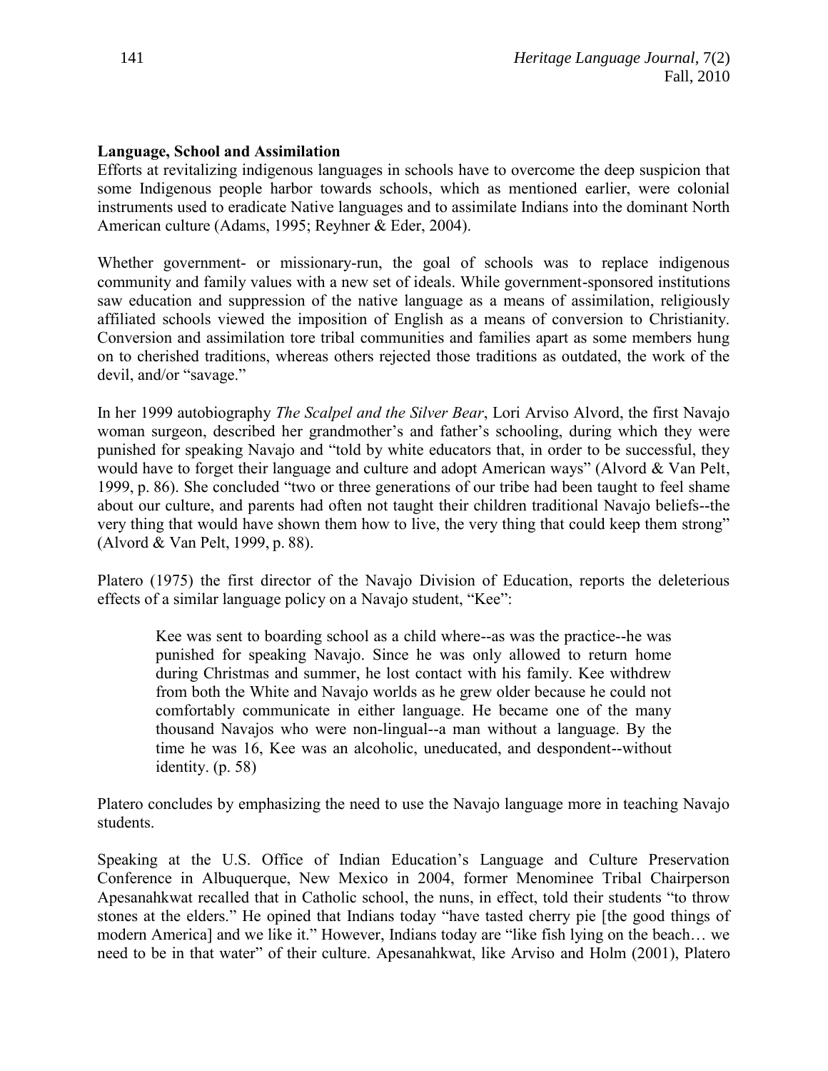**Language, School and Assimilation**

Efforts at revitalizing indigenous languages in schools have to overcome the deep suspicion that some Indigenous people harbor towards schools, which as mentioned earlier, were colonial instruments used to eradicate Native languages and to assimilate Indians into the dominant North American culture (Adams, 1995; Reyhner & Eder, 2004).

Whether government- or missionary-run, the goal of schools was to replace indigenous community and family values with a new set of ideals. While government-sponsored institutions saw education and suppression of the native language as a means of assimilation, religiously affiliated schools viewed the imposition of English as a means of conversion to Christianity. Conversion and assimilation tore tribal communities and families apart as some members hung on to cherished traditions, whereas others rejected those traditions as outdated, the work of the devil, and/or "savage."

In her 1999 autobiography *The Scalpel and the Silver Bear*, Lori Arviso Alvord, the first Navajo woman surgeon, described her grandmother's and father's schooling, during which they were punished for speaking Navajo and "told by white educators that, in order to be successful, they would have to forget their language and culture and adopt American ways" (Alvord & Van Pelt, 1999, p. 86). She concluded "two or three generations of our tribe had been taught to feel shame about our culture, and parents had often not taught their children traditional Navajo beliefs--the very thing that would have shown them how to live, the very thing that could keep them strong" (Alvord & Van Pelt, 1999, p. 88).

Platero (1975) the first director of the Navajo Division of Education, reports the deleterious effects of a similar language policy on a Navajo student, "Kee":

> Kee was sent to boarding school as a child where--as was the practice--he was punished for speaking Navajo. Since he was only allowed to return home during Christmas and summer, he lost contact with his family. Kee withdrew from both the White and Navajo worlds as he grew older because he could not comfortably communicate in either language. He became one of the many thousand Navajos who were non-lingual--a man without a language. By the time he was 16, Kee was an alcoholic, uneducated, and despondent--without identity. (p. 58)

Platero concludes by emphasizing the need to use the Navajo language more in teaching Navajo students.

Speaking at the U.S. Office of Indian Education's Language and Culture Preservation Conference in Albuquerque, New Mexico in 2004, former Menominee Tribal Chairperson Apesanahkwat recalled that in Catholic school, the nuns, in effect, told their students "to throw stones at the elders." He opined that Indians today "have tasted cherry pie [the good things of modern America] and we like it." However, Indians today are "like fish lying on the beach… we need to be in that water" of their culture. Apesanahkwat, like Arviso and Holm (2001), Platero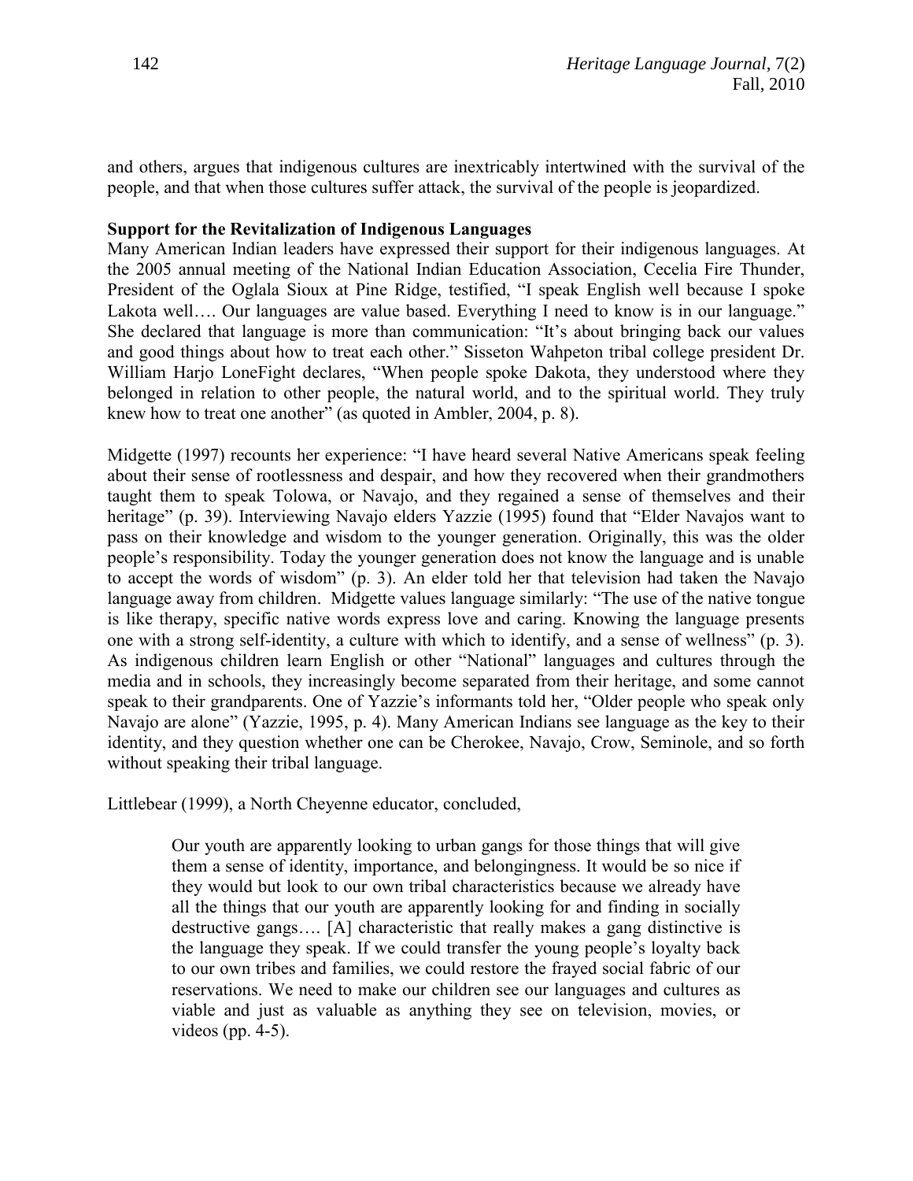and others, argues that indigenous cultures are inextricably intertwined with the survival of the people, and that when those cultures suffer attack, the survival of the people is jeopardized.

**Support for the Revitalization of Indigenous Languages**

Many American Indian leaders have expressed their support for their indigenous languages. At the 2005 annual meeting of the National Indian Education Association, Cecelia Fire Thunder, President of the Oglala Sioux at Pine Ridge, testified, "I speak English well because I spoke Lakota well…. Our languages are value based. Everything I need to know is in our language." She declared that language is more than communication: "It's about bringing back our values and good things about how to treat each other." Sisseton Wahpeton tribal college president Dr. William Harjo LoneFight declares, "When people spoke Dakota, they understood where they belonged in relation to other people, the natural world, and to the spiritual world. They truly knew how to treat one another" (as quoted in Ambler, 2004, p. 8).

Midgette (1997) recounts her experience: "I have heard several Native Americans speak feeling about their sense of rootlessness and despair, and how they recovered when their grandmothers taught them to speak Tolowa, or Navajo, and they regained a sense of themselves and their heritage" (p. 39). Interviewing Navajo elders Yazzie (1995) found that "Elder Navajos want to pass on their knowledge and wisdom to the younger generation. Originally, this was the older people's responsibility. Today the younger generation does not know the language and is unable to accept the words of wisdom" (p. 3). An elder told her that television had taken the Navajo language away from children. Midgette values language similarly: "The use of the native tongue is like therapy, specific native words express love and caring. Knowing the language presents one with a strong self-identity, a culture with which to identify, and a sense of wellness" (p. 3). As indigenous children learn English or other "National" languages and cultures through the media and in schools, they increasingly become separated from their heritage, and some cannot speak to their grandparents. One of Yazzie's informants told her, "Older people who speak only Navajo are alone" (Yazzie, 1995, p. 4). Many American Indians see language as the key to their identity, and they question whether one can be Cherokee, Navajo, Crow, Seminole, and so forth without speaking their tribal language.

Littlebear (1999), a North Cheyenne educator, concluded,

> Our youth are apparently looking to urban gangs for those things that will give them a sense of identity, importance, and belongingness. It would be so nice if they would but look to our own tribal characteristics because we already have all the things that our youth are apparently looking for and finding in socially destructive gangs…. [A] characteristic that really makes a gang distinctive is the language they speak. If we could transfer the young people's loyalty back to our own tribes and families, we could restore the frayed social fabric of our reservations. We need to make our children see our languages and cultures as viable and just as valuable as anything they see on television, movies, or videos (pp. 4-5).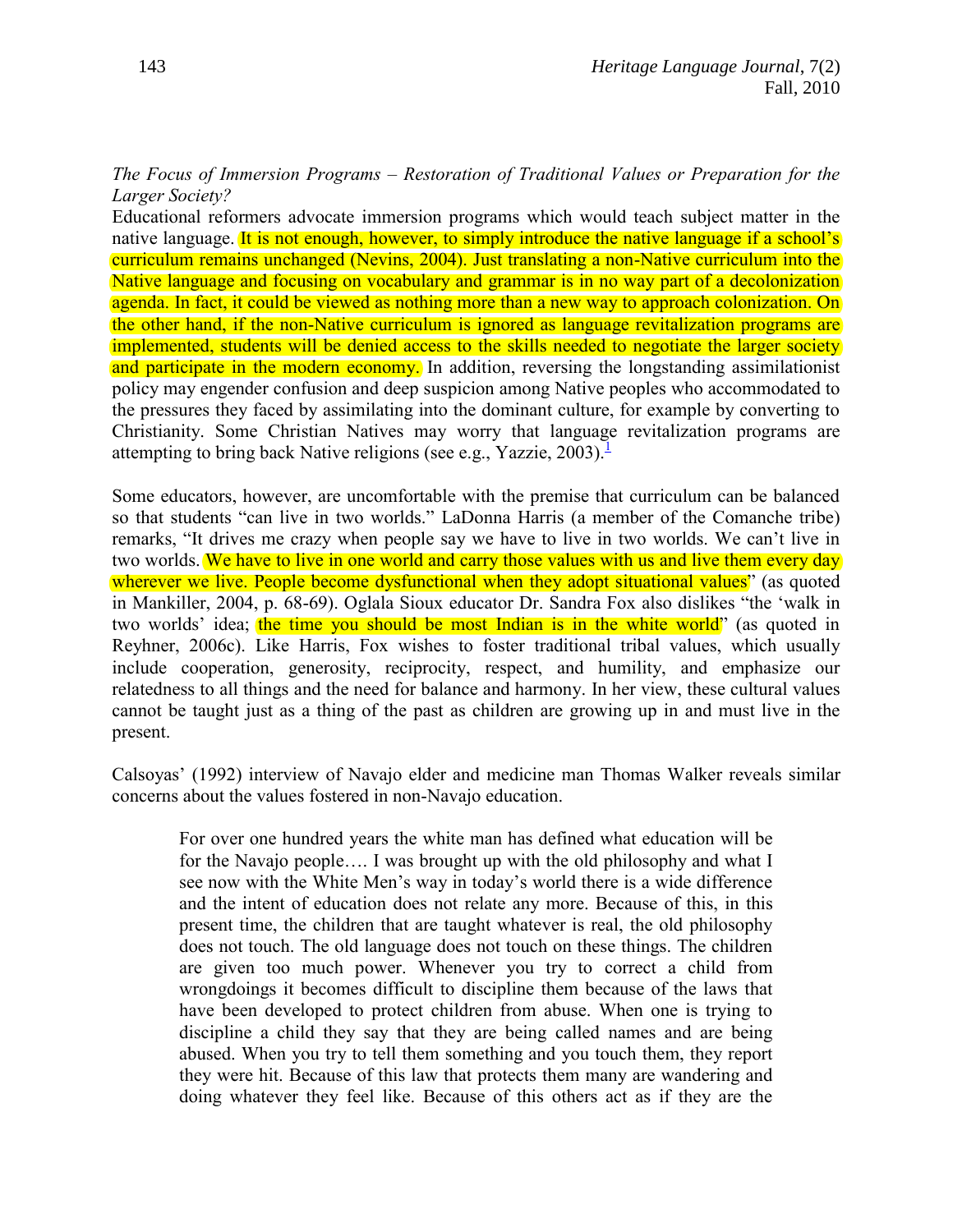*The Focus of Immersion Programs – Restoration of Traditional Values or Preparation for the Larger Society?*

Educational reformers advocate immersion programs which would teach subject matter in the native language. It is not enough, however, to simply introduce the native language if a school's curriculum remains unchanged (Nevins, 2004). Just translating a non-Native curriculum into the Native language and focusing on vocabulary and grammar is in no way part of a decolonization agenda. In fact, it could be viewed as nothing more than a new way to approach colonization. On the other hand, if the non-Native curriculum is ignored as language revitalization programs are implemented, students will be denied access to the skills needed to negotiate the larger society and participate in the modern economy. In addition, reversing the longstanding assimilationist policy may engender confusion and deep suspicion among Native peoples who accommodated to the pressures they faced by assimilating into the dominant culture, for example by converting to Christianity. Some Christian Natives may worry that language revitalization programs are attempting to bring back Native religions (see e.g., Yazzie, 2003).[1]

Some educators, however, are uncomfortable with the premise that curriculum can be balanced so that students "can live in two worlds." LaDonna Harris (a member of the Comanche tribe) remarks, "It drives me crazy when people say we have to live in two worlds. We can't live in two worlds. We have to live in one world and carry those values with us and live them every day wherever we live. People become dysfunctional when they adopt situational values" (as quoted in Mankiller, 2004, p. 68-69). Oglala Sioux educator Dr. Sandra Fox also dislikes "the 'walk in two worlds' idea; the time you should be most Indian is in the white world" (as quoted in Reyhner, 2006c). Like Harris, Fox wishes to foster traditional tribal values, which usually include cooperation, generosity, reciprocity, respect, and humility, and emphasize our relatedness to all things and the need for balance and harmony. In her view, these cultural values cannot be taught just as a thing of the past as children are growing up in and must live in the present.

Calsoyas' (1992) interview of Navajo elder and medicine man Thomas Walker reveals similar concerns about the values fostered in non-Navajo education.

> For over one hundred years the white man has defined what education will be for the Navajo people…. I was brought up with the old philosophy and what I see now with the White Men's way in today's world there is a wide difference and the intent of education does not relate any more. Because of this, in this present time, the children that are taught whatever is real, the old philosophy does not touch. The old language does not touch on these things. The children are given too much power. Whenever you try to correct a child from wrongdoings it becomes difficult to discipline them because of the laws that have been developed to protect children from abuse. When one is trying to discipline a child they say that they are being called names and are being abused. When you try to tell them something and you touch them, they report they were hit. Because of this law that protects them many are wandering and doing whatever they feel like. Because of this others act as if they are the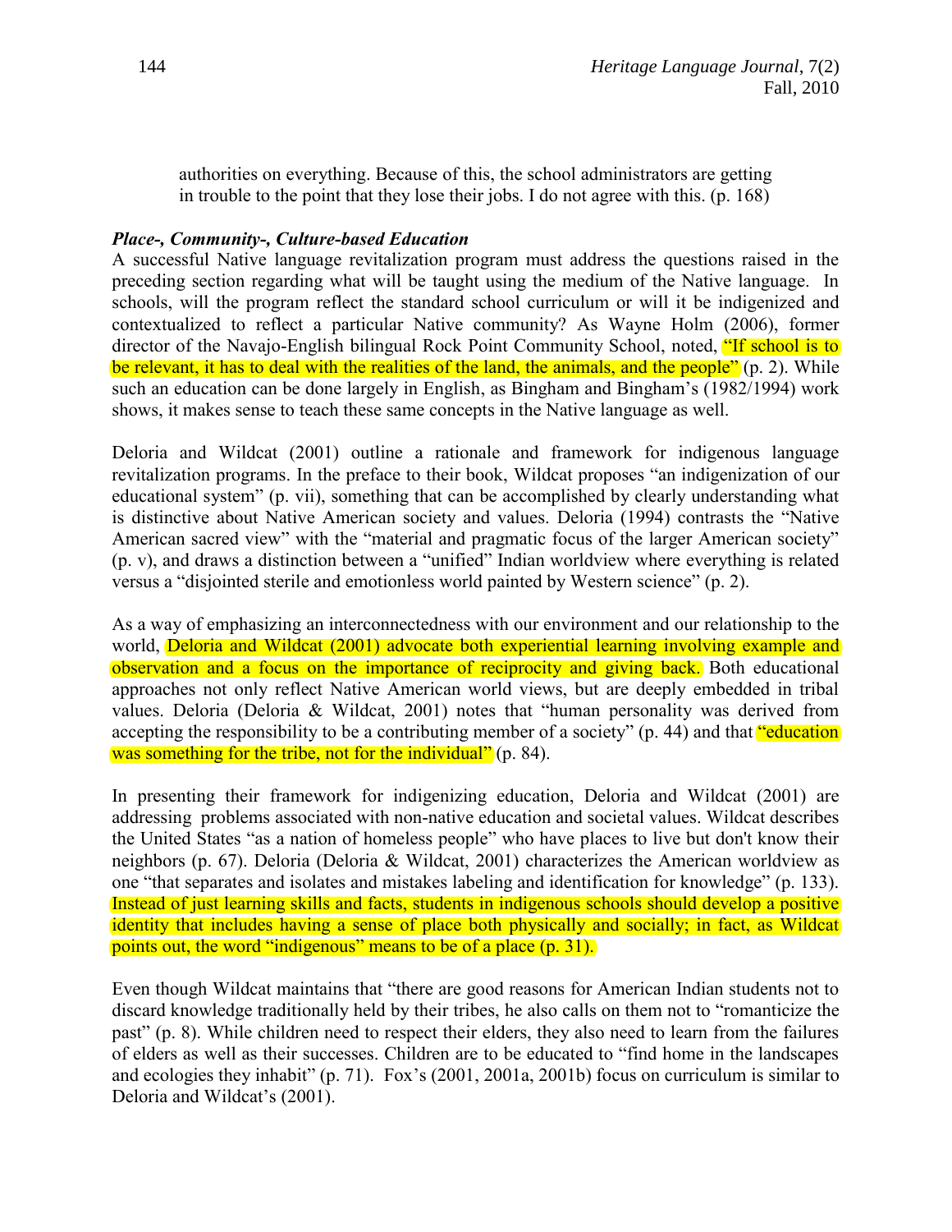> authorities on everything. Because of this, the school administrators are getting in trouble to the point that they lose their jobs. I do not agree with this. (p. 168)

***Place-, Community-, Culture-based Education***

A successful Native language revitalization program must address the questions raised in the preceding section regarding what will be taught using the medium of the Native language. In schools, will the program reflect the standard school curriculum or will it be indigenized and contextualized to reflect a particular Native community? As Wayne Holm (2006), former director of the Navajo-English bilingual Rock Point Community School, noted, "If school is to be relevant, it has to deal with the realities of the land, the animals, and the people" (p. 2). While such an education can be done largely in English, as Bingham and Bingham's (1982/1994) work shows, it makes sense to teach these same concepts in the Native language as well.

Deloria and Wildcat (2001) outline a rationale and framework for indigenous language revitalization programs. In the preface to their book, Wildcat proposes "an indigenization of our educational system" (p. vii), something that can be accomplished by clearly understanding what is distinctive about Native American society and values. Deloria (1994) contrasts the "Native American sacred view" with the "material and pragmatic focus of the larger American society" (p. v), and draws a distinction between a "unified" Indian worldview where everything is related versus a "disjointed sterile and emotionless world painted by Western science" (p. 2).

As a way of emphasizing an interconnectedness with our environment and our relationship to the world, Deloria and Wildcat (2001) advocate both experiential learning involving example and observation and a focus on the importance of reciprocity and giving back. Both educational approaches not only reflect Native American world views, but are deeply embedded in tribal values. Deloria (Deloria & Wildcat, 2001) notes that "human personality was derived from accepting the responsibility to be a contributing member of a society" (p. 44) and that "education was something for the tribe, not for the individual" (p. 84).

In presenting their framework for indigenizing education, Deloria and Wildcat (2001) are addressing problems associated with non-native education and societal values. Wildcat describes the United States "as a nation of homeless people" who have places to live but don't know their neighbors (p. 67). Deloria (Deloria & Wildcat, 2001) characterizes the American worldview as one "that separates and isolates and mistakes labeling and identification for knowledge" (p. 133). Instead of just learning skills and facts, students in indigenous schools should develop a positive identity that includes having a sense of place both physically and socially; in fact, as Wildcat points out, the word "indigenous" means to be of a place (p. 31).

Even though Wildcat maintains that "there are good reasons for American Indian students not to discard knowledge traditionally held by their tribes, he also calls on them not to "romanticize the past" (p. 8). While children need to respect their elders, they also need to learn from the failures of elders as well as their successes. Children are to be educated to "find home in the landscapes and ecologies they inhabit" (p. 71). Fox's (2001, 2001a, 2001b) focus on curriculum is similar to Deloria and Wildcat's (2001).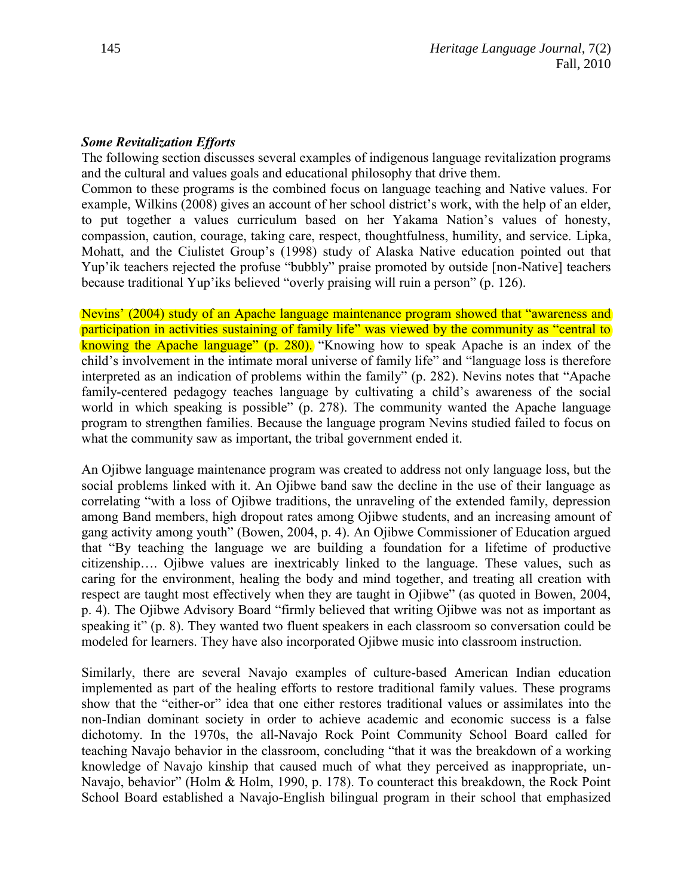***Some Revitalization Efforts***

The following section discusses several examples of indigenous language revitalization programs and the cultural and values goals and educational philosophy that drive them.

Common to these programs is the combined focus on language teaching and Native values. For example, Wilkins (2008) gives an account of her school district's work, with the help of an elder, to put together a values curriculum based on her Yakama Nation's values of honesty, compassion, caution, courage, taking care, respect, thoughtfulness, humility, and service. Lipka, Mohatt, and the Ciulistet Group's (1998) study of Alaska Native education pointed out that Yup'ik teachers rejected the profuse "bubbly" praise promoted by outside [non-Native] teachers because traditional Yup'iks believed "overly praising will ruin a person" (p. 126).

Nevins' (2004) study of an Apache language maintenance program showed that "awareness and participation in activities sustaining of family life" was viewed by the community as "central to knowing the Apache language" (p. 280). "Knowing how to speak Apache is an index of the child's involvement in the intimate moral universe of family life" and "language loss is therefore interpreted as an indication of problems within the family" (p. 282). Nevins notes that "Apache family-centered pedagogy teaches language by cultivating a child's awareness of the social world in which speaking is possible" (p. 278). The community wanted the Apache language program to strengthen families. Because the language program Nevins studied failed to focus on what the community saw as important, the tribal government ended it.

An Ojibwe language maintenance program was created to address not only language loss, but the social problems linked with it. An Ojibwe band saw the decline in the use of their language as correlating "with a loss of Ojibwe traditions, the unraveling of the extended family, depression among Band members, high dropout rates among Ojibwe students, and an increasing amount of gang activity among youth" (Bowen, 2004, p. 4). An Ojibwe Commissioner of Education argued that "By teaching the language we are building a foundation for a lifetime of productive citizenship…. Ojibwe values are inextricably linked to the language. These values, such as caring for the environment, healing the body and mind together, and treating all creation with respect are taught most effectively when they are taught in Ojibwe" (as quoted in Bowen, 2004, p. 4). The Ojibwe Advisory Board "firmly believed that writing Ojibwe was not as important as speaking it" (p. 8). They wanted two fluent speakers in each classroom so conversation could be modeled for learners. They have also incorporated Ojibwe music into classroom instruction.

Similarly, there are several Navajo examples of culture-based American Indian education implemented as part of the healing efforts to restore traditional family values. These programs show that the "either-or" idea that one either restores traditional values or assimilates into the non-Indian dominant society in order to achieve academic and economic success is a false dichotomy. In the 1970s, the all-Navajo Rock Point Community School Board called for teaching Navajo behavior in the classroom, concluding "that it was the breakdown of a working knowledge of Navajo kinship that caused much of what they perceived as inappropriate, un-Navajo, behavior" (Holm & Holm, 1990, p. 178). To counteract this breakdown, the Rock Point School Board established a Navajo-English bilingual program in their school that emphasized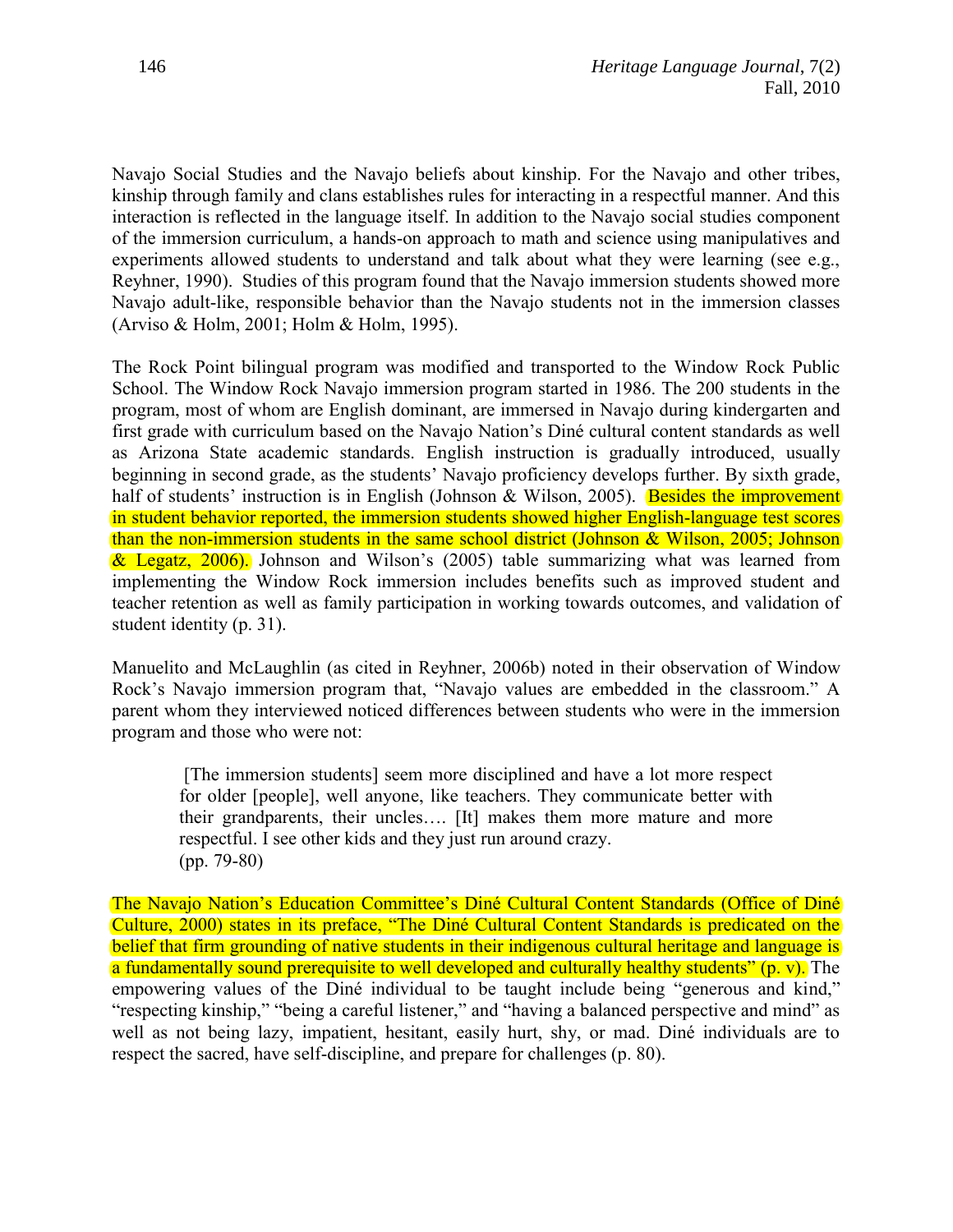Navajo Social Studies and the Navajo beliefs about kinship. For the Navajo and other tribes, kinship through family and clans establishes rules for interacting in a respectful manner. And this interaction is reflected in the language itself. In addition to the Navajo social studies component of the immersion curriculum, a hands-on approach to math and science using manipulatives and experiments allowed students to understand and talk about what they were learning (see e.g., Reyhner, 1990). Studies of this program found that the Navajo immersion students showed more Navajo adult-like, responsible behavior than the Navajo students not in the immersion classes (Arviso & Holm, 2001; Holm & Holm, 1995).

The Rock Point bilingual program was modified and transported to the Window Rock Public School. The Window Rock Navajo immersion program started in 1986. The 200 students in the program, most of whom are English dominant, are immersed in Navajo during kindergarten and first grade with curriculum based on the Navajo Nation's Diné cultural content standards as well as Arizona State academic standards. English instruction is gradually introduced, usually beginning in second grade, as the students' Navajo proficiency develops further. By sixth grade, half of students' instruction is in English (Johnson & Wilson, 2005). Besides the improvement in student behavior reported, the immersion students showed higher English-language test scores than the non-immersion students in the same school district (Johnson & Wilson, 2005; Johnson & Legatz, 2006). Johnson and Wilson's (2005) table summarizing what was learned from implementing the Window Rock immersion includes benefits such as improved student and teacher retention as well as family participation in working towards outcomes, and validation of student identity (p. 31).

Manuelito and McLaughlin (as cited in Reyhner, 2006b) noted in their observation of Window Rock's Navajo immersion program that, "Navajo values are embedded in the classroom." A parent whom they interviewed noticed differences between students who were in the immersion program and those who were not:

> [The immersion students] seem more disciplined and have a lot more respect for older [people], well anyone, like teachers. They communicate better with their grandparents, their uncles…. [It] makes them more mature and more respectful. I see other kids and they just run around crazy.
> (pp. 79-80)

The Navajo Nation's Education Committee's Diné Cultural Content Standards (Office of Diné Culture, 2000) states in its preface, "The Diné Cultural Content Standards is predicated on the belief that firm grounding of native students in their indigenous cultural heritage and language is a fundamentally sound prerequisite to well developed and culturally healthy students" (p. v). The empowering values of the Diné individual to be taught include being "generous and kind," "respecting kinship," "being a careful listener," and "having a balanced perspective and mind" as well as not being lazy, impatient, hesitant, easily hurt, shy, or mad. Diné individuals are to respect the sacred, have self-discipline, and prepare for challenges (p. 80).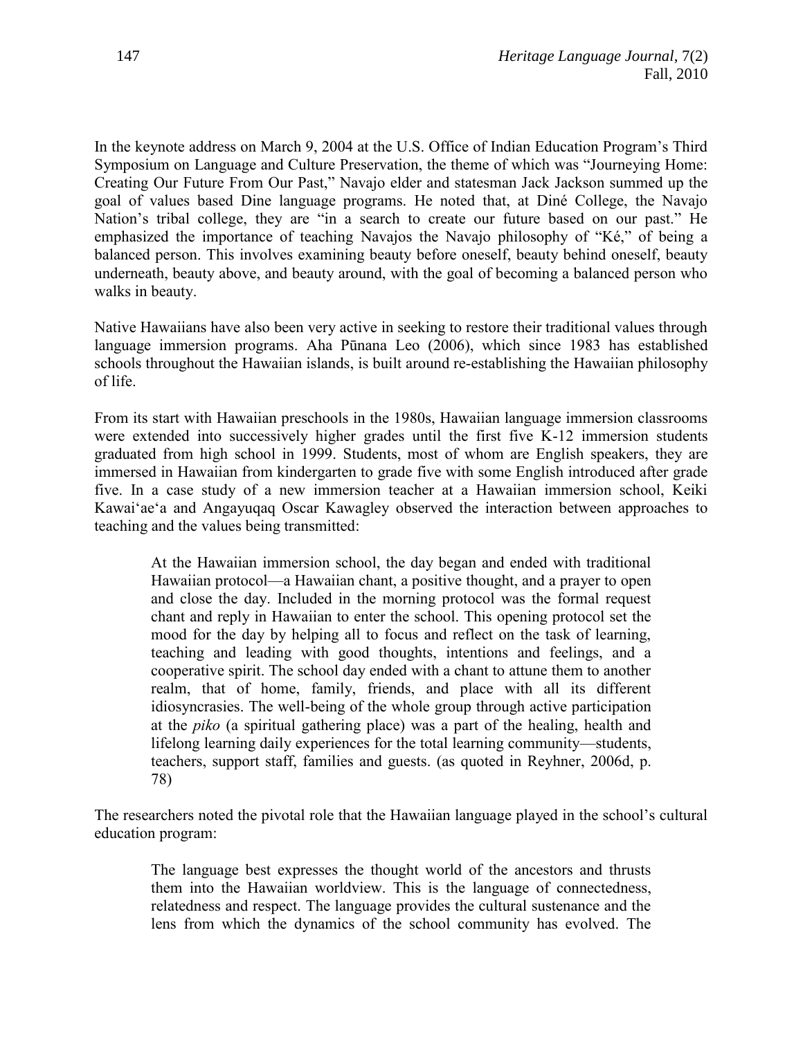In the keynote address on March 9, 2004 at the U.S. Office of Indian Education Program's Third Symposium on Language and Culture Preservation, the theme of which was "Journeying Home: Creating Our Future From Our Past," Navajo elder and statesman Jack Jackson summed up the goal of values based Dine language programs. He noted that, at Diné College, the Navajo Nation's tribal college, they are "in a search to create our future based on our past." He emphasized the importance of teaching Navajos the Navajo philosophy of "Ké," of being a balanced person. This involves examining beauty before oneself, beauty behind oneself, beauty underneath, beauty above, and beauty around, with the goal of becoming a balanced person who walks in beauty.

Native Hawaiians have also been very active in seeking to restore their traditional values through language immersion programs. Aha Pūnana Leo (2006), which since 1983 has established schools throughout the Hawaiian islands, is built around re-establishing the Hawaiian philosophy of life.

From its start with Hawaiian preschools in the 1980s, Hawaiian language immersion classrooms were extended into successively higher grades until the first five K-12 immersion students graduated from high school in 1999. Students, most of whom are English speakers, they are immersed in Hawaiian from kindergarten to grade five with some English introduced after grade five. In a case study of a new immersion teacher at a Hawaiian immersion school, Keiki Kawaiʻaeʻa and Angayuqaq Oscar Kawagley observed the interaction between approaches to teaching and the values being transmitted:

> At the Hawaiian immersion school, the day began and ended with traditional Hawaiian protocol—a Hawaiian chant, a positive thought, and a prayer to open and close the day. Included in the morning protocol was the formal request chant and reply in Hawaiian to enter the school. This opening protocol set the mood for the day by helping all to focus and reflect on the task of learning, teaching and leading with good thoughts, intentions and feelings, and a cooperative spirit. The school day ended with a chant to attune them to another realm, that of home, family, friends, and place with all its different idiosyncrasies. The well-being of the whole group through active participation at the *piko* (a spiritual gathering place) was a part of the healing, health and lifelong learning daily experiences for the total learning community—students, teachers, support staff, families and guests. (as quoted in Reyhner, 2006d, p. 78)

The researchers noted the pivotal role that the Hawaiian language played in the school's cultural education program:

> The language best expresses the thought world of the ancestors and thrusts them into the Hawaiian worldview. This is the language of connectedness, relatedness and respect. The language provides the cultural sustenance and the lens from which the dynamics of the school community has evolved. The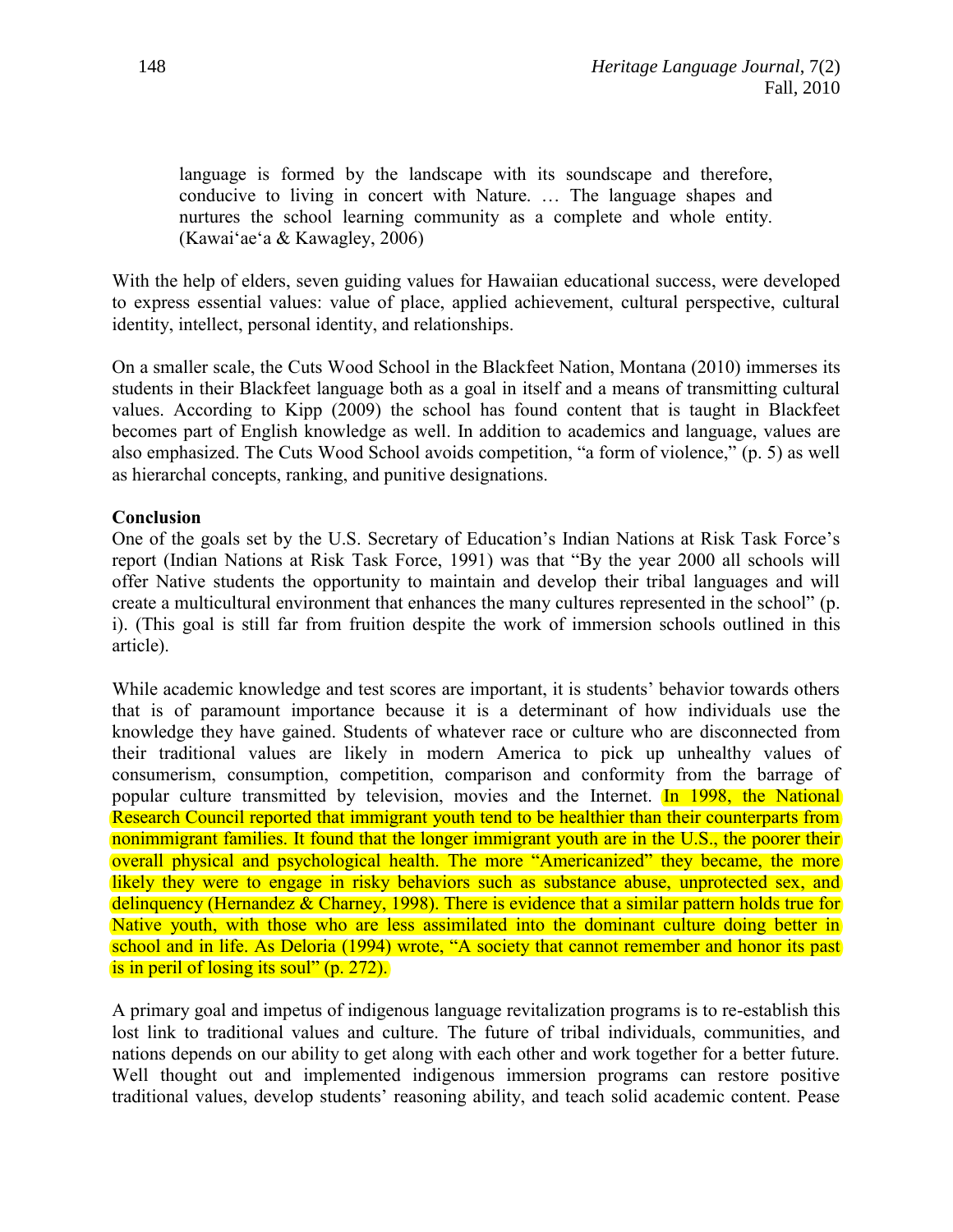> language is formed by the landscape with its soundscape and therefore, conducive to living in concert with Nature. … The language shapes and nurtures the school learning community as a complete and whole entity. (Kawaiʻaeʻa & Kawagley, 2006)

With the help of elders, seven guiding values for Hawaiian educational success, were developed to express essential values: value of place, applied achievement, cultural perspective, cultural identity, intellect, personal identity, and relationships.

On a smaller scale, the Cuts Wood School in the Blackfeet Nation, Montana (2010) immerses its students in their Blackfeet language both as a goal in itself and a means of transmitting cultural values. According to Kipp (2009) the school has found content that is taught in Blackfeet becomes part of English knowledge as well. In addition to academics and language, values are also emphasized. The Cuts Wood School avoids competition, "a form of violence," (p. 5) as well as hierarchal concepts, ranking, and punitive designations.

**Conclusion**

One of the goals set by the U.S. Secretary of Education's Indian Nations at Risk Task Force's report (Indian Nations at Risk Task Force, 1991) was that "By the year 2000 all schools will offer Native students the opportunity to maintain and develop their tribal languages and will create a multicultural environment that enhances the many cultures represented in the school" (p. i). (This goal is still far from fruition despite the work of immersion schools outlined in this article).

While academic knowledge and test scores are important, it is students' behavior towards others that is of paramount importance because it is a determinant of how individuals use the knowledge they have gained. Students of whatever race or culture who are disconnected from their traditional values are likely in modern America to pick up unhealthy values of consumerism, consumption, competition, comparison and conformity from the barrage of popular culture transmitted by television, movies and the Internet. In 1998, the National Research Council reported that immigrant youth tend to be healthier than their counterparts from nonimmigrant families. It found that the longer immigrant youth are in the U.S., the poorer their overall physical and psychological health. The more "Americanized" they became, the more likely they were to engage in risky behaviors such as substance abuse, unprotected sex, and delinquency (Hernandez & Charney, 1998). There is evidence that a similar pattern holds true for Native youth, with those who are less assimilated into the dominant culture doing better in school and in life. As Deloria (1994) wrote, "A society that cannot remember and honor its past is in peril of losing its soul" (p. 272).

A primary goal and impetus of indigenous language revitalization programs is to re-establish this lost link to traditional values and culture. The future of tribal individuals, communities, and nations depends on our ability to get along with each other and work together for a better future. Well thought out and implemented indigenous immersion programs can restore positive traditional values, develop students' reasoning ability, and teach solid academic content. Pease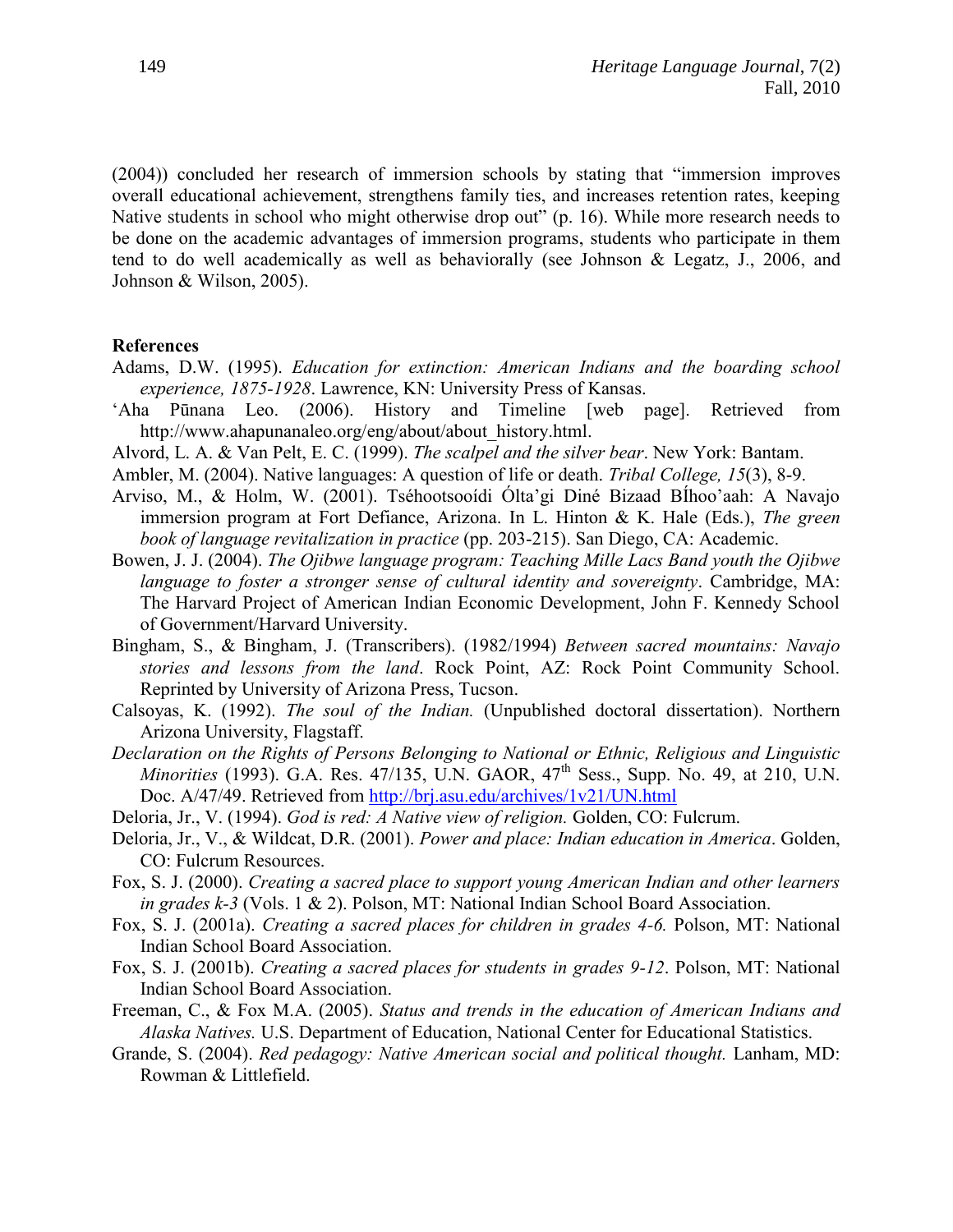(2004)) concluded her research of immersion schools by stating that "immersion improves overall educational achievement, strengthens family ties, and increases retention rates, keeping Native students in school who might otherwise drop out" (p. 16). While more research needs to be done on the academic advantages of immersion programs, students who participate in them tend to do well academically as well as behaviorally (see Johnson & Legatz, J., 2006, and Johnson & Wilson, 2005).

**References**

Adams, D.W. (1995). *Education for extinction: American Indians and the boarding school experience, 1875-1928*. Lawrence, KN: University Press of Kansas.

'Aha Pūnana Leo. (2006). History and Timeline [web page]. Retrieved from http://www.ahapunanaleo.org/eng/about/about_history.html.

Alvord, L. A. & Van Pelt, E. C. (1999). *The scalpel and the silver bear*. New York: Bantam.

Ambler, M. (2004). Native languages: A question of life or death. *Tribal College, 15*(3), 8-9.

Arviso, M., & Holm, W. (2001). Tséhootsooídi Ólta'gi Diné Bizaad BÍhoo'aah: A Navajo immersion program at Fort Defiance, Arizona. In L. Hinton & K. Hale (Eds.), *The green book of language revitalization in practice* (pp. 203-215). San Diego, CA: Academic.

Bowen, J. J. (2004). *The Ojibwe language program: Teaching Mille Lacs Band youth the Ojibwe language to foster a stronger sense of cultural identity and sovereignty*. Cambridge, MA: The Harvard Project of American Indian Economic Development, John F. Kennedy School of Government/Harvard University.

Bingham, S., & Bingham, J. (Transcribers). (1982/1994) *Between sacred mountains: Navajo stories and lessons from the land*. Rock Point, AZ: Rock Point Community School. Reprinted by University of Arizona Press, Tucson.

Calsoyas, K. (1992). *The soul of the Indian.* (Unpublished doctoral dissertation). Northern Arizona University, Flagstaff.

*Declaration on the Rights of Persons Belonging to National or Ethnic, Religious and Linguistic Minorities* (1993). G.A. Res. 47/135, U.N. GAOR, 47th Sess., Supp. No. 49, at 210, U.N. Doc. A/47/49. Retrieved from http://brj.asu.edu/archives/1v21/UN.html

Deloria, Jr., V. (1994). *God is red: A Native view of religion.* Golden, CO: Fulcrum.

Deloria, Jr., V., & Wildcat, D.R. (2001). *Power and place: Indian education in America*. Golden, CO: Fulcrum Resources.

Fox, S. J. (2000). *Creating a sacred place to support young American Indian and other learners in grades k-3* (Vols. 1 & 2). Polson, MT: National Indian School Board Association.

Fox, S. J. (2001a). *Creating a sacred places for children in grades 4-6.* Polson, MT: National Indian School Board Association.

Fox, S. J. (2001b). *Creating a sacred places for students in grades 9-12*. Polson, MT: National Indian School Board Association.

Freeman, C., & Fox M.A. (2005). *Status and trends in the education of American Indians and Alaska Natives.* U.S. Department of Education, National Center for Educational Statistics.

Grande, S. (2004). *Red pedagogy: Native American social and political thought.* Lanham, MD: Rowman & Littlefield.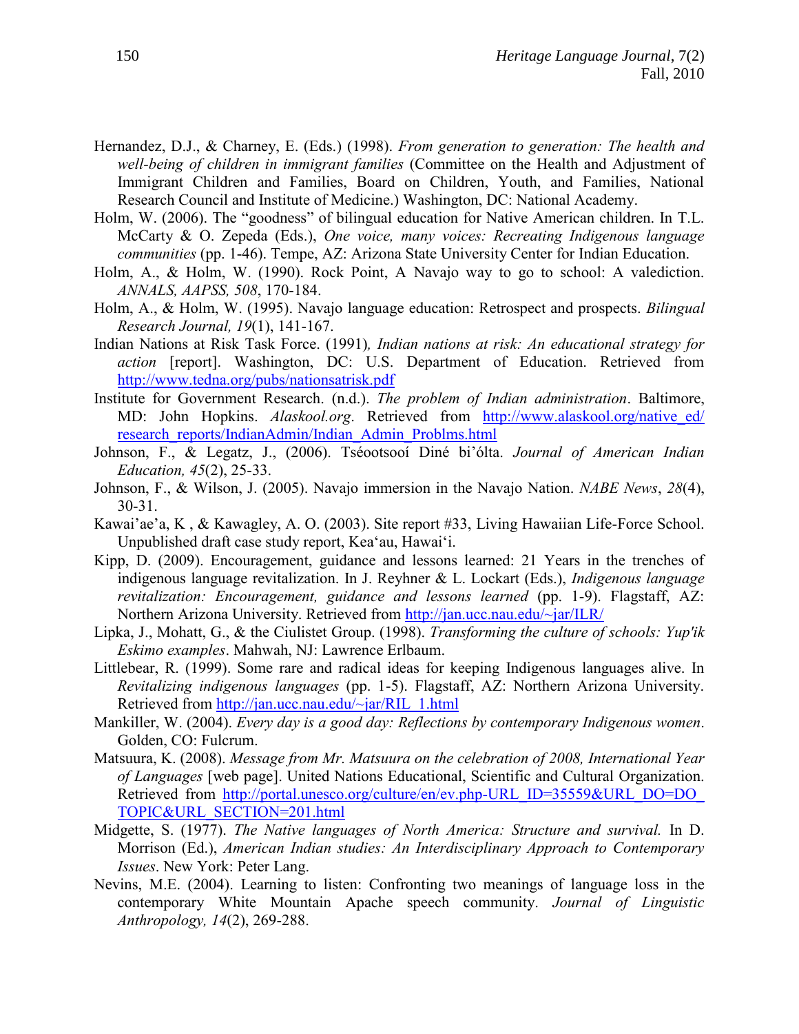Hernandez, D.J., & Charney, E. (Eds.) (1998). *From generation to generation: The health and well-being of children in immigrant families* (Committee on the Health and Adjustment of Immigrant Children and Families, Board on Children, Youth, and Families, National Research Council and Institute of Medicine.) Washington, DC: National Academy.

Holm, W. (2006). The "goodness" of bilingual education for Native American children. In T.L. McCarty & O. Zepeda (Eds.), *One voice, many voices: Recreating Indigenous language communities* (pp. 1-46). Tempe, AZ: Arizona State University Center for Indian Education.

Holm, A., & Holm, W. (1990). Rock Point, A Navajo way to go to school: A valediction. *ANNALS, AAPSS, 508*, 170-184.

Holm, A., & Holm, W. (1995). Navajo language education: Retrospect and prospects. *Bilingual Research Journal, 19*(1), 141-167.

Indian Nations at Risk Task Force. (1991)*, Indian nations at risk: An educational strategy for action* [report]. Washington, DC: U.S. Department of Education. Retrieved from http://www.tedna.org/pubs/nationsatrisk.pdf

Institute for Government Research. (n.d.). *The problem of Indian administration*. Baltimore, MD: John Hopkins. *Alaskool.org*. Retrieved from http://www.alaskool.org/native_ed/research_reports/IndianAdmin/Indian_Admin_Problms.html

Johnson, F., & Legatz, J., (2006). Tséootsooí Diné bi'ólta. *Journal of American Indian Education, 45*(2), 25-33.

Johnson, F., & Wilson, J. (2005). Navajo immersion in the Navajo Nation. *NABE News*, *28*(4), 30-31.

Kawai'ae'a, K , & Kawagley, A. O. (2003). Site report #33, Living Hawaiian Life-Force School. Unpublished draft case study report, Kea'au, Hawai'i.

Kipp, D. (2009). Encouragement, guidance and lessons learned: 21 Years in the trenches of indigenous language revitalization. In J. Reyhner & L. Lockart (Eds.), *Indigenous language revitalization: Encouragement, guidance and lessons learned* (pp. 1-9). Flagstaff, AZ: Northern Arizona University. Retrieved from http://jan.ucc.nau.edu/~jar/ILR/

Lipka, J., Mohatt, G., & the Ciulistet Group. (1998). *Transforming the culture of schools: Yup'ik Eskimo examples*. Mahwah, NJ: Lawrence Erlbaum.

Littlebear, R. (1999). Some rare and radical ideas for keeping Indigenous languages alive. In *Revitalizing indigenous languages* (pp. 1-5). Flagstaff, AZ: Northern Arizona University. Retrieved from http://jan.ucc.nau.edu/~jar/RIL_1.html

Mankiller, W. (2004). *Every day is a good day: Reflections by contemporary Indigenous women*. Golden, CO: Fulcrum.

Matsuura, K. (2008). *Message from Mr. Matsuura on the celebration of 2008, International Year of Languages* [web page]. United Nations Educational, Scientific and Cultural Organization. Retrieved from http://portal.unesco.org/culture/en/ev.php-URL_ID=35559&URL_DO=DO_TOPIC&URL_SECTION=201.html

Midgette, S. (1977). *The Native languages of North America: Structure and survival.* In D. Morrison (Ed.), *American Indian studies: An Interdisciplinary Approach to Contemporary Issues*. New York: Peter Lang.

Nevins, M.E. (2004). Learning to listen: Confronting two meanings of language loss in the contemporary White Mountain Apache speech community. *Journal of Linguistic Anthropology, 14*(2), 269-288.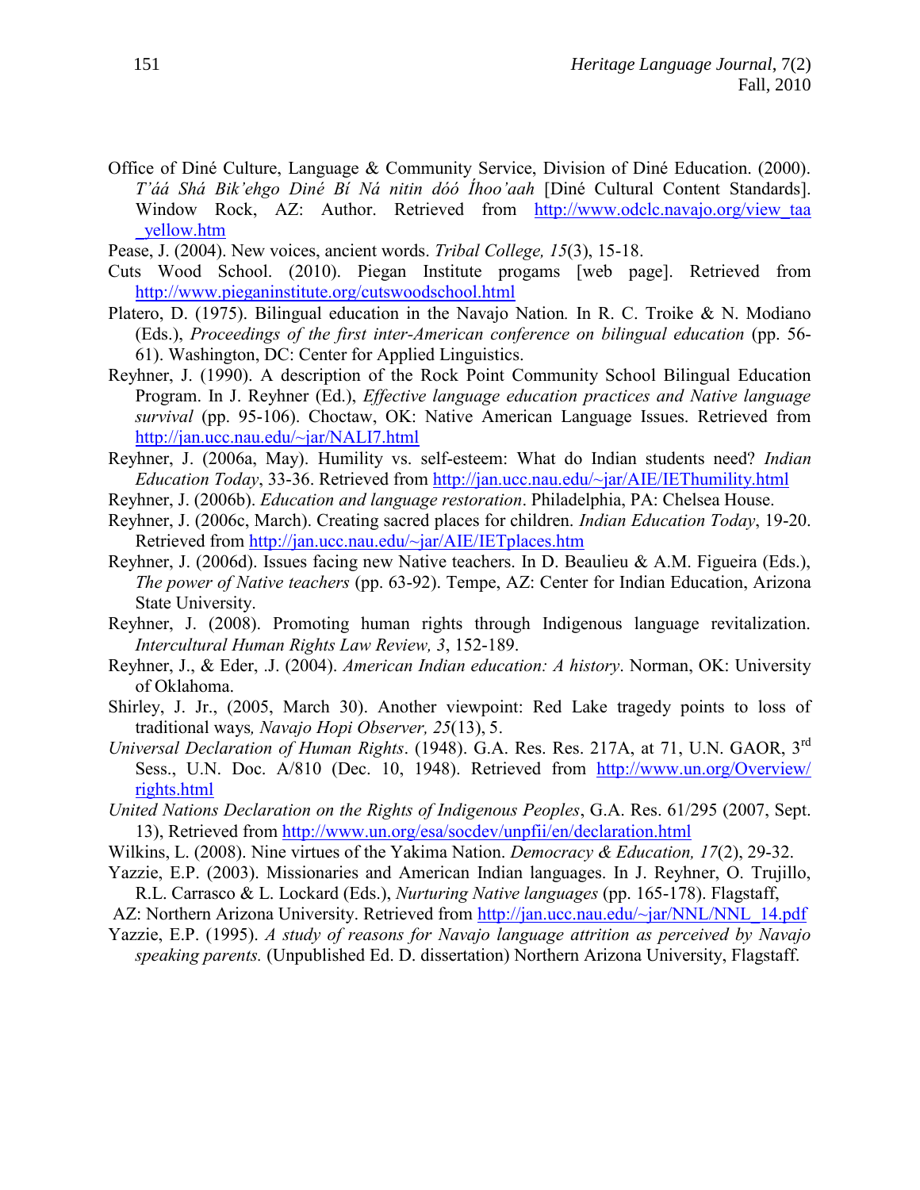Office of Diné Culture, Language & Community Service, Division of Diné Education. (2000). *T'áá Shá Bik'ehgo Diné Bí Ná nitin dóó Íhoo'aah* [Diné Cultural Content Standards]. Window Rock, AZ: Author. Retrieved from http://www.odclc.navajo.org/view_taa_yellow.htm

Pease, J. (2004). New voices, ancient words. *Tribal College, 15*(3), 15-18.

Cuts Wood School. (2010). Piegan Institute progams [web page]. Retrieved from http://www.pieganinstitute.org/cutswoodschool.html

Platero, D. (1975). Bilingual education in the Navajo Nation. In R. C. Troike & N. Modiano (Eds.), *Proceedings of the first inter-American conference on bilingual education* (pp. 56-61). Washington, DC: Center for Applied Linguistics.

Reyhner, J. (1990). A description of the Rock Point Community School Bilingual Education Program. In J. Reyhner (Ed.), *Effective language education practices and Native language survival* (pp. 95-106). Choctaw, OK: Native American Language Issues. Retrieved from http://jan.ucc.nau.edu/~jar/NALI7.html

Reyhner, J. (2006a, May). Humility vs. self-esteem: What do Indian students need? *Indian Education Today*, 33-36. Retrieved from http://jan.ucc.nau.edu/~jar/AIE/IEThumility.html

Reyhner, J. (2006b). *Education and language restoration*. Philadelphia, PA: Chelsea House.

Reyhner, J. (2006c, March). Creating sacred places for children. *Indian Education Today*, 19-20. Retrieved from http://jan.ucc.nau.edu/~jar/AIE/IETplaces.htm

Reyhner, J. (2006d). Issues facing new Native teachers. In D. Beaulieu & A.M. Figueira (Eds.), *The power of Native teachers* (pp. 63-92). Tempe, AZ: Center for Indian Education, Arizona State University.

Reyhner, J. (2008). Promoting human rights through Indigenous language revitalization. *Intercultural Human Rights Law Review, 3*, 152-189.

Reyhner, J., & Eder, .J. (2004). *American Indian education: A history*. Norman, OK: University of Oklahoma.

Shirley, J. Jr., (2005, March 30). Another viewpoint: Red Lake tragedy points to loss of traditional ways*, Navajo Hopi Observer, 25*(13), 5.

*Universal Declaration of Human Rights*. (1948). G.A. Res. Res. 217A, at 71, U.N. GAOR, 3rd Sess., U.N. Doc. A/810 (Dec. 10, 1948). Retrieved from http://www.un.org/Overview/rights.html

*United Nations Declaration on the Rights of Indigenous Peoples*, G.A. Res. 61/295 (2007, Sept. 13), Retrieved from http://www.un.org/esa/socdev/unpfii/en/declaration.html

Wilkins, L. (2008). Nine virtues of the Yakima Nation. *Democracy & Education, 17*(2), 29-32.

Yazzie, E.P. (2003). Missionaries and American Indian languages. In J. Reyhner, O. Trujillo, R.L. Carrasco & L. Lockard (Eds.), *Nurturing Native languages* (pp. 165-178). Flagstaff, AZ: Northern Arizona University. Retrieved from http://jan.ucc.nau.edu/~jar/NNL/NNL_14.pdf

Yazzie, E.P. (1995). *A study of reasons for Navajo language attrition as perceived by Navajo speaking parents.* (Unpublished Ed. D. dissertation) Northern Arizona University, Flagstaff.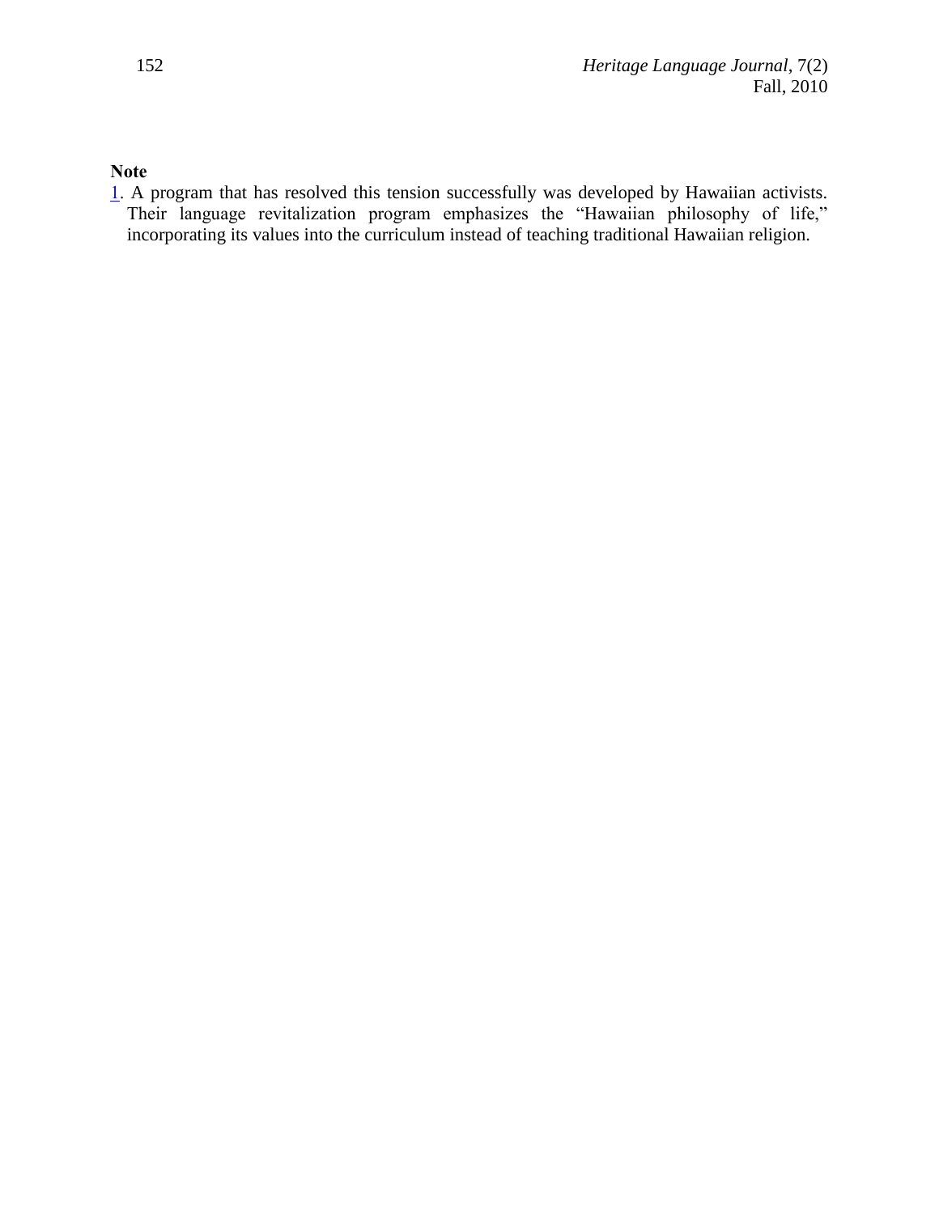## Note

1. A program that has resolved this tension successfully was developed by Hawaiian activists. Their language revitalization program emphasizes the "Hawaiian philosophy of life," incorporating its values into the curriculum instead of teaching traditional Hawaiian religion.